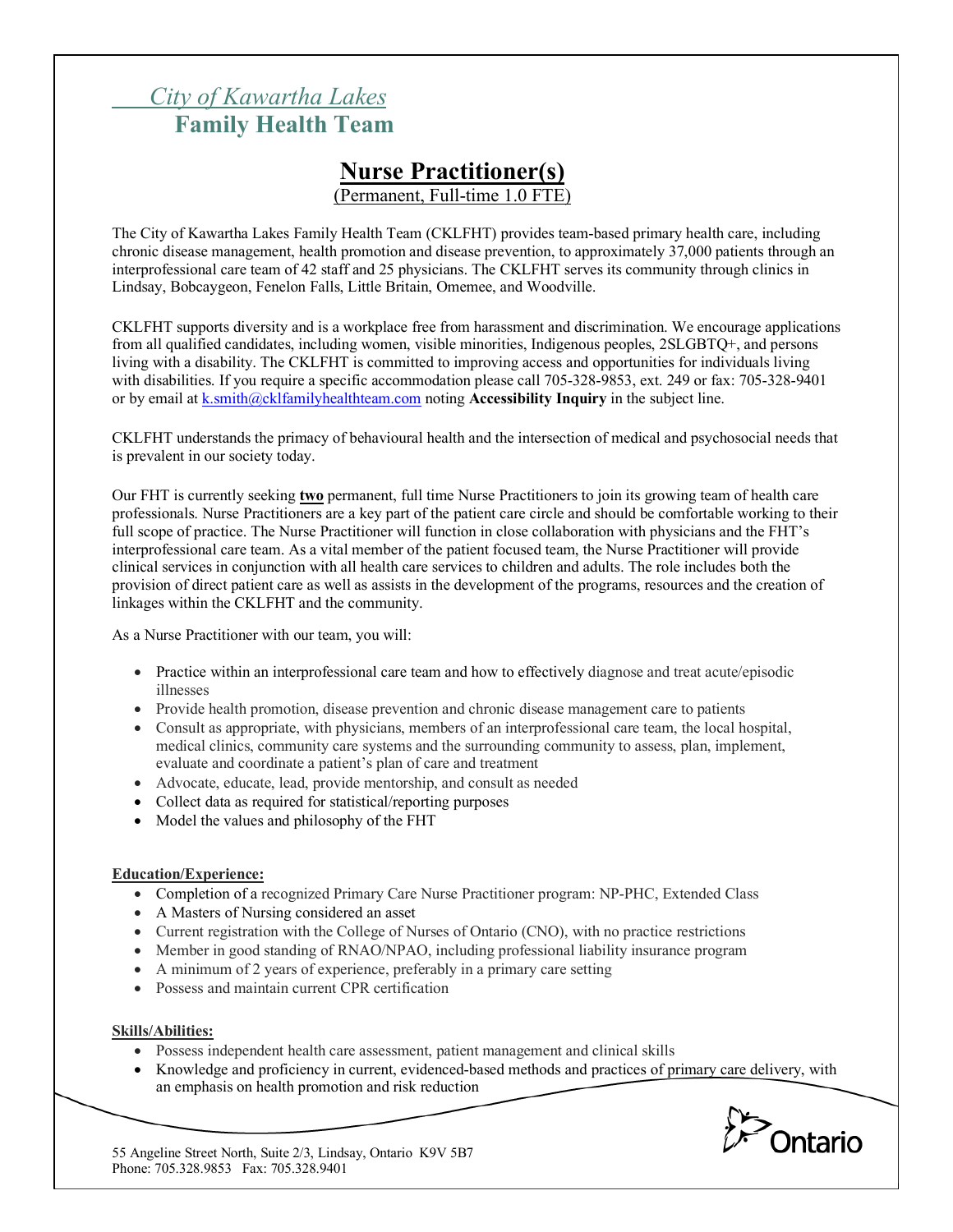*City of Kawartha Lakes*
**Family Health Team**

# Nurse Practitioner(s)

(Permanent, Full-time 1.0 FTE)

The City of Kawartha Lakes Family Health Team (CKLFHT) provides team-based primary health care, including chronic disease management, health promotion and disease prevention, to approximately 37,000 patients through an interprofessional care team of 42 staff and 25 physicians. The CKLFHT serves its community through clinics in Lindsay, Bobcaygeon, Fenelon Falls, Little Britain, Omemee, and Woodville.

CKLFHT supports diversity and is a workplace free from harassment and discrimination. We encourage applications from all qualified candidates, including women, visible minorities, Indigenous peoples, 2SLGBTQ+, and persons living with a disability. The CKLFHT is committed to improving access and opportunities for individuals living with disabilities. If you require a specific accommodation please call 705-328-9853, ext. 249 or fax: 705-328-9401 or by email at k.smith@cklfamilyhealthteam.com noting **Accessibility Inquiry** in the subject line.

CKLFHT understands the primacy of behavioural health and the intersection of medical and psychosocial needs that is prevalent in our society today.

Our FHT is currently seeking **two** permanent, full time Nurse Practitioners to join its growing team of health care professionals. Nurse Practitioners are a key part of the patient care circle and should be comfortable working to their full scope of practice. The Nurse Practitioner will function in close collaboration with physicians and the FHT's interprofessional care team. As a vital member of the patient focused team, the Nurse Practitioner will provide clinical services in conjunction with all health care services to children and adults. The role includes both the provision of direct patient care as well as assists in the development of the programs, resources and the creation of linkages within the CKLFHT and the community.

As a Nurse Practitioner with our team, you will:

- Practice within an interprofessional care team and how to effectively diagnose and treat acute/episodic illnesses
- Provide health promotion, disease prevention and chronic disease management care to patients
- Consult as appropriate, with physicians, members of an interprofessional care team, the local hospital, medical clinics, community care systems and the surrounding community to assess, plan, implement, evaluate and coordinate a patient's plan of care and treatment
- Advocate, educate, lead, provide mentorship, and consult as needed
- Collect data as required for statistical/reporting purposes
- Model the values and philosophy of the FHT

**Education/Experience:**

- Completion of a recognized Primary Care Nurse Practitioner program: NP-PHC, Extended Class
- A Masters of Nursing considered an asset
- Current registration with the College of Nurses of Ontario (CNO), with no practice restrictions
- Member in good standing of RNAO/NPAO, including professional liability insurance program
- A minimum of 2 years of experience, preferably in a primary care setting
- Possess and maintain current CPR certification

**Skills/Abilities:**

- Possess independent health care assessment, patient management and clinical skills
- Knowledge and proficiency in current, evidenced-based methods and practices of primary care delivery, with an emphasis on health promotion and risk reduction

55 Angeline Street North, Suite 2/3, Lindsay, Ontario K9V 5B7
Phone: 705.328.9853 Fax: 705.328.9401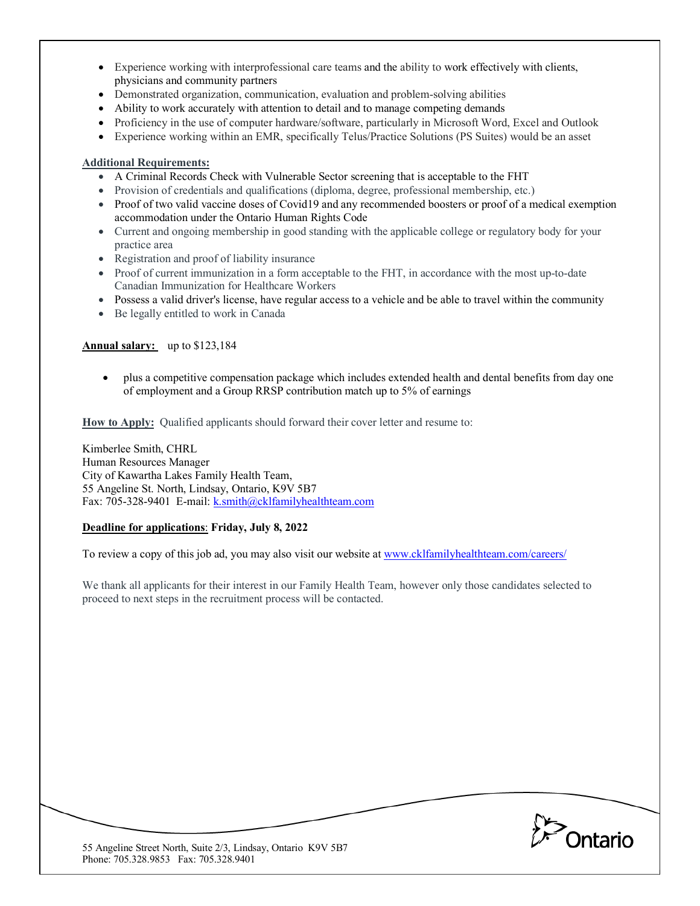- Experience working with interprofessional care teams and the ability to work effectively with clients, physicians and community partners
- Demonstrated organization, communication, evaluation and problem-solving abilities
- Ability to work accurately with attention to detail and to manage competing demands
- Proficiency in the use of computer hardware/software, particularly in Microsoft Word, Excel and Outlook
- Experience working within an EMR, specifically Telus/Practice Solutions (PS Suites) would be an asset

**Additional Requirements:**

- A Criminal Records Check with Vulnerable Sector screening that is acceptable to the FHT
- Provision of credentials and qualifications (diploma, degree, professional membership, etc.)
- Proof of two valid vaccine doses of Covid19 and any recommended boosters or proof of a medical exemption accommodation under the Ontario Human Rights Code
- Current and ongoing membership in good standing with the applicable college or regulatory body for your practice area
- Registration and proof of liability insurance
- Proof of current immunization in a form acceptable to the FHT, in accordance with the most up-to-date Canadian Immunization for Healthcare Workers
- Possess a valid driver's license, have regular access to a vehicle and be able to travel within the community
- Be legally entitled to work in Canada

**Annual salary:** up to $123,184

- plus a competitive compensation package which includes extended health and dental benefits from day one of employment and a Group RRSP contribution match up to 5% of earnings

**How to Apply:** Qualified applicants should forward their cover letter and resume to:

Kimberlee Smith, CHRL
Human Resources Manager
City of Kawartha Lakes Family Health Team,
55 Angeline St. North, Lindsay, Ontario, K9V 5B7
Fax: 705-328-9401 E-mail: k.smith@cklfamilyhealthteam.com

**Deadline for applications**: **Friday, July 8, 2022**

To review a copy of this job ad, you may also visit our website at www.cklfamilyhealthteam.com/careers/

We thank all applicants for their interest in our Family Health Team, however only those candidates selected to proceed to next steps in the recruitment process will be contacted.